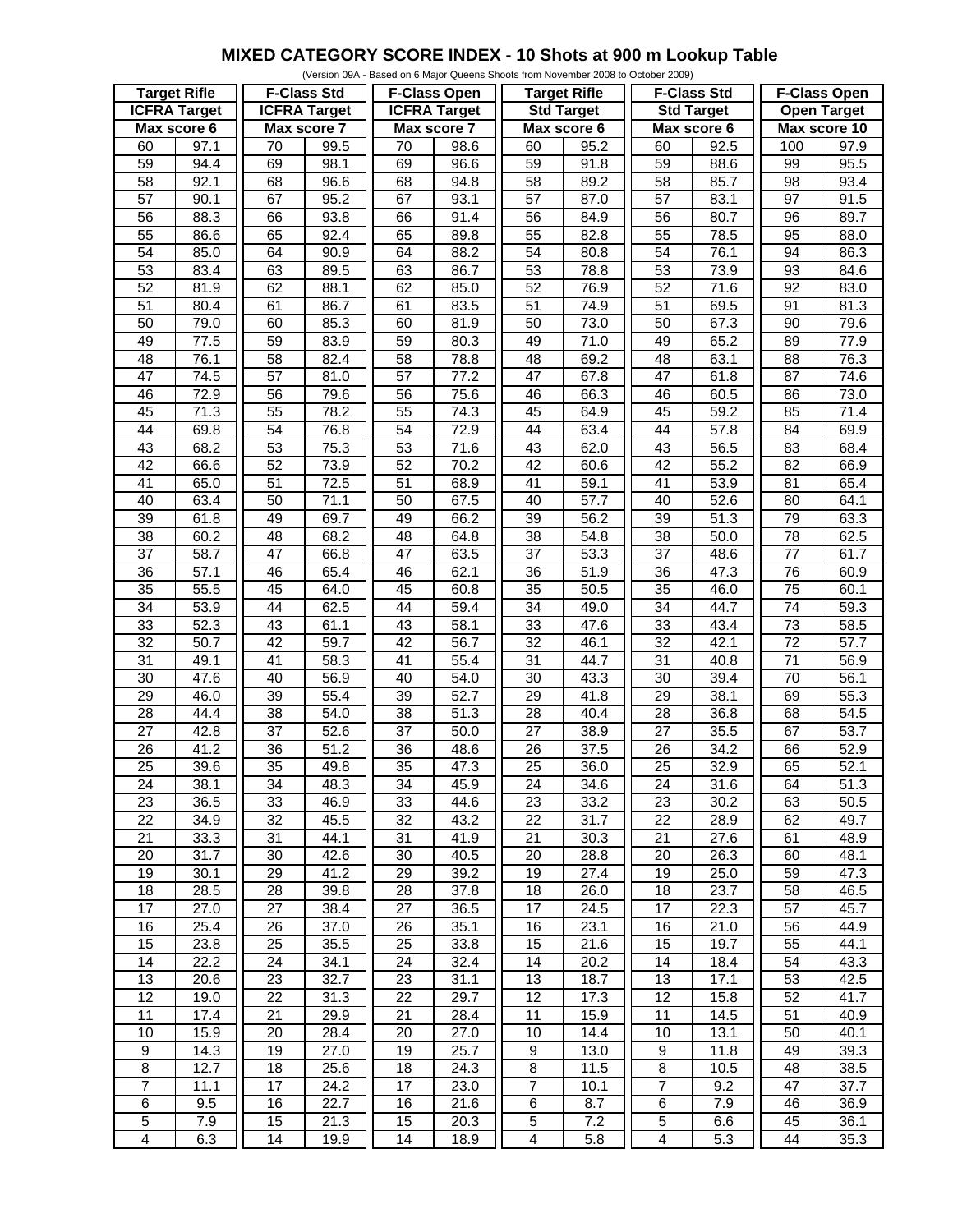# MIXED CATEGORY SCORE INDEX - 10 Shots at 900 m Lookup Table

(Version 09A - Based on 6 Major Queens Shoots from November 2008 to October 2009)

| Target Rifle | | F-Class Std | | F-Class Open | | Target Rifle | | F-Class Std | | F-Class Open | |
|---|---|---|---|---|---|---|---|---|---|---|---|
| ICFRA Target | | ICFRA Target | | ICFRA Target | | Std Target | | Std Target | | Open Target | |
| Max score 6 | | Max score 7 | | Max score 7 | | Max score 6 | | Max score 6 | | Max score 10 | |
| 60 | 97.1 | 70 | 99.5 | 70 | 98.6 | 60 | 95.2 | 60 | 92.5 | 100 | 97.9 |
| 59 | 94.4 | 69 | 98.1 | 69 | 96.6 | 59 | 91.8 | 59 | 88.6 | 99 | 95.5 |
| 58 | 92.1 | 68 | 96.6 | 68 | 94.8 | 58 | 89.2 | 58 | 85.7 | 98 | 93.4 |
| 57 | 90.1 | 67 | 95.2 | 67 | 93.1 | 57 | 87.0 | 57 | 83.1 | 97 | 91.5 |
| 56 | 88.3 | 66 | 93.8 | 66 | 91.4 | 56 | 84.9 | 56 | 80.7 | 96 | 89.7 |
| 55 | 86.6 | 65 | 92.4 | 65 | 89.8 | 55 | 82.8 | 55 | 78.5 | 95 | 88.0 |
| 54 | 85.0 | 64 | 90.9 | 64 | 88.2 | 54 | 80.8 | 54 | 76.1 | 94 | 86.3 |
| 53 | 83.4 | 63 | 89.5 | 63 | 86.7 | 53 | 78.8 | 53 | 73.9 | 93 | 84.6 |
| 52 | 81.9 | 62 | 88.1 | 62 | 85.0 | 52 | 76.9 | 52 | 71.6 | 92 | 83.0 |
| 51 | 80.4 | 61 | 86.7 | 61 | 83.5 | 51 | 74.9 | 51 | 69.5 | 91 | 81.3 |
| 50 | 79.0 | 60 | 85.3 | 60 | 81.9 | 50 | 73.0 | 50 | 67.3 | 90 | 79.6 |
| 49 | 77.5 | 59 | 83.9 | 59 | 80.3 | 49 | 71.0 | 49 | 65.2 | 89 | 77.9 |
| 48 | 76.1 | 58 | 82.4 | 58 | 78.8 | 48 | 69.2 | 48 | 63.1 | 88 | 76.3 |
| 47 | 74.5 | 57 | 81.0 | 57 | 77.2 | 47 | 67.8 | 47 | 61.8 | 87 | 74.6 |
| 46 | 72.9 | 56 | 79.6 | 56 | 75.6 | 46 | 66.3 | 46 | 60.5 | 86 | 73.0 |
| 45 | 71.3 | 55 | 78.2 | 55 | 74.3 | 45 | 64.9 | 45 | 59.2 | 85 | 71.4 |
| 44 | 69.8 | 54 | 76.8 | 54 | 72.9 | 44 | 63.4 | 44 | 57.8 | 84 | 69.9 |
| 43 | 68.2 | 53 | 75.3 | 53 | 71.6 | 43 | 62.0 | 43 | 56.5 | 83 | 68.4 |
| 42 | 66.6 | 52 | 73.9 | 52 | 70.2 | 42 | 60.6 | 42 | 55.2 | 82 | 66.9 |
| 41 | 65.0 | 51 | 72.5 | 51 | 68.9 | 41 | 59.1 | 41 | 53.9 | 81 | 65.4 |
| 40 | 63.4 | 50 | 71.1 | 50 | 67.5 | 40 | 57.7 | 40 | 52.6 | 80 | 64.1 |
| 39 | 61.8 | 49 | 69.7 | 49 | 66.2 | 39 | 56.2 | 39 | 51.3 | 79 | 63.3 |
| 38 | 60.2 | 48 | 68.2 | 48 | 64.8 | 38 | 54.8 | 38 | 50.0 | 78 | 62.5 |
| 37 | 58.7 | 47 | 66.8 | 47 | 63.5 | 37 | 53.3 | 37 | 48.6 | 77 | 61.7 |
| 36 | 57.1 | 46 | 65.4 | 46 | 62.1 | 36 | 51.9 | 36 | 47.3 | 76 | 60.9 |
| 35 | 55.5 | 45 | 64.0 | 45 | 60.8 | 35 | 50.5 | 35 | 46.0 | 75 | 60.1 |
| 34 | 53.9 | 44 | 62.5 | 44 | 59.4 | 34 | 49.0 | 34 | 44.7 | 74 | 59.3 |
| 33 | 52.3 | 43 | 61.1 | 43 | 58.1 | 33 | 47.6 | 33 | 43.4 | 73 | 58.5 |
| 32 | 50.7 | 42 | 59.7 | 42 | 56.7 | 32 | 46.1 | 32 | 42.1 | 72 | 57.7 |
| 31 | 49.1 | 41 | 58.3 | 41 | 55.4 | 31 | 44.7 | 31 | 40.8 | 71 | 56.9 |
| 30 | 47.6 | 40 | 56.9 | 40 | 54.0 | 30 | 43.3 | 30 | 39.4 | 70 | 56.1 |
| 29 | 46.0 | 39 | 55.4 | 39 | 52.7 | 29 | 41.8 | 29 | 38.1 | 69 | 55.3 |
| 28 | 44.4 | 38 | 54.0 | 38 | 51.3 | 28 | 40.4 | 28 | 36.8 | 68 | 54.5 |
| 27 | 42.8 | 37 | 52.6 | 37 | 50.0 | 27 | 38.9 | 27 | 35.5 | 67 | 53.7 |
| 26 | 41.2 | 36 | 51.2 | 36 | 48.6 | 26 | 37.5 | 26 | 34.2 | 66 | 52.9 |
| 25 | 39.6 | 35 | 49.8 | 35 | 47.3 | 25 | 36.0 | 25 | 32.9 | 65 | 52.1 |
| 24 | 38.1 | 34 | 48.3 | 34 | 45.9 | 24 | 34.6 | 24 | 31.6 | 64 | 51.3 |
| 23 | 36.5 | 33 | 46.9 | 33 | 44.6 | 23 | 33.2 | 23 | 30.2 | 63 | 50.5 |
| 22 | 34.9 | 32 | 45.5 | 32 | 43.2 | 22 | 31.7 | 22 | 28.9 | 62 | 49.7 |
| 21 | 33.3 | 31 | 44.1 | 31 | 41.9 | 21 | 30.3 | 21 | 27.6 | 61 | 48.9 |
| 20 | 31.7 | 30 | 42.6 | 30 | 40.5 | 20 | 28.8 | 20 | 26.3 | 60 | 48.1 |
| 19 | 30.1 | 29 | 41.2 | 29 | 39.2 | 19 | 27.4 | 19 | 25.0 | 59 | 47.3 |
| 18 | 28.5 | 28 | 39.8 | 28 | 37.8 | 18 | 26.0 | 18 | 23.7 | 58 | 46.5 |
| 17 | 27.0 | 27 | 38.4 | 27 | 36.5 | 17 | 24.5 | 17 | 22.3 | 57 | 45.7 |
| 16 | 25.4 | 26 | 37.0 | 26 | 35.1 | 16 | 23.1 | 16 | 21.0 | 56 | 44.9 |
| 15 | 23.8 | 25 | 35.5 | 25 | 33.8 | 15 | 21.6 | 15 | 19.7 | 55 | 44.1 |
| 14 | 22.2 | 24 | 34.1 | 24 | 32.4 | 14 | 20.2 | 14 | 18.4 | 54 | 43.3 |
| 13 | 20.6 | 23 | 32.7 | 23 | 31.1 | 13 | 18.7 | 13 | 17.1 | 53 | 42.5 |
| 12 | 19.0 | 22 | 31.3 | 22 | 29.7 | 12 | 17.3 | 12 | 15.8 | 52 | 41.7 |
| 11 | 17.4 | 21 | 29.9 | 21 | 28.4 | 11 | 15.9 | 11 | 14.5 | 51 | 40.9 |
| 10 | 15.9 | 20 | 28.4 | 20 | 27.0 | 10 | 14.4 | 10 | 13.1 | 50 | 40.1 |
| 9 | 14.3 | 19 | 27.0 | 19 | 25.7 | 9 | 13.0 | 9 | 11.8 | 49 | 39.3 |
| 8 | 12.7 | 18 | 25.6 | 18 | 24.3 | 8 | 11.5 | 8 | 10.5 | 48 | 38.5 |
| 7 | 11.1 | 17 | 24.2 | 17 | 23.0 | 7 | 10.1 | 7 | 9.2 | 47 | 37.7 |
| 6 | 9.5 | 16 | 22.7 | 16 | 21.6 | 6 | 8.7 | 6 | 7.9 | 46 | 36.9 |
| 5 | 7.9 | 15 | 21.3 | 15 | 20.3 | 5 | 7.2 | 5 | 6.6 | 45 | 36.1 |
| 4 | 6.3 | 14 | 19.9 | 14 | 18.9 | 4 | 5.8 | 4 | 5.3 | 44 | 35.3 |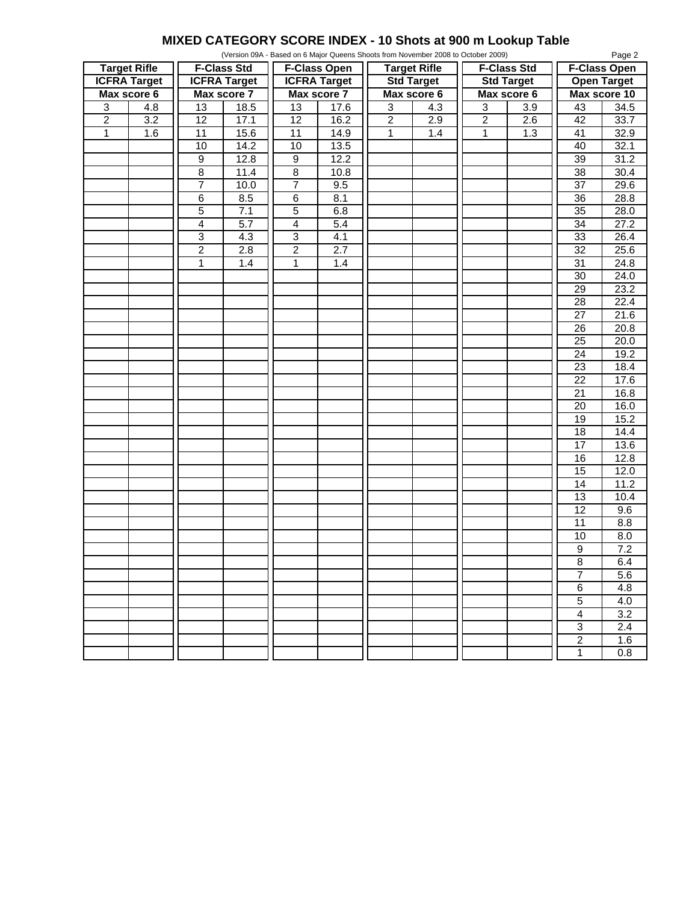## MIXED CATEGORY SCORE INDEX - 10 Shots at 900 m Lookup Table

(Version 09A - Based on 6 Major Queens Shoots from November 2008 to October 2009)

| Target Rifle | | F-Class Std | | F-Class Open | | Target Rifle | | F-Class Std | | F-Class Open | |
|---|---|---|---|---|---|---|---|---|---|---|---|
| ICFRA Target | | ICFRA Target | | ICFRA Target | | Std Target | | Std Target | | Open Target | |
| Max score 6 | | Max score 7 | | Max score 7 | | Max score 6 | | Max score 6 | | Max score 10 | |
| 3 | 4.8 | 13 | 18.5 | 13 | 17.6 | 3 | 4.3 | 3 | 3.9 | 43 | 34.5 |
| 2 | 3.2 | 12 | 17.1 | 12 | 16.2 | 2 | 2.9 | 2 | 2.6 | 42 | 33.7 |
| 1 | 1.6 | 11 | 15.6 | 11 | 14.9 | 1 | 1.4 | 1 | 1.3 | 41 | 32.9 |
| | | 10 | 14.2 | 10 | 13.5 | | | | | 40 | 32.1 |
| | | 9 | 12.8 | 9 | 12.2 | | | | | 39 | 31.2 |
| | | 8 | 11.4 | 8 | 10.8 | | | | | 38 | 30.4 |
| | | 7 | 10.0 | 7 | 9.5 | | | | | 37 | 29.6 |
| | | 6 | 8.5 | 6 | 8.1 | | | | | 36 | 28.8 |
| | | 5 | 7.1 | 5 | 6.8 | | | | | 35 | 28.0 |
| | | 4 | 5.7 | 4 | 5.4 | | | | | 34 | 27.2 |
| | | 3 | 4.3 | 3 | 4.1 | | | | | 33 | 26.4 |
| | | 2 | 2.8 | 2 | 2.7 | | | | | 32 | 25.6 |
| | | 1 | 1.4 | 1 | 1.4 | | | | | 31 | 24.8 |
| | | | | | | | | | | 30 | 24.0 |
| | | | | | | | | | | 29 | 23.2 |
| | | | | | | | | | | 28 | 22.4 |
| | | | | | | | | | | 27 | 21.6 |
| | | | | | | | | | | 26 | 20.8 |
| | | | | | | | | | | 25 | 20.0 |
| | | | | | | | | | | 24 | 19.2 |
| | | | | | | | | | | 23 | 18.4 |
| | | | | | | | | | | 22 | 17.6 |
| | | | | | | | | | | 21 | 16.8 |
| | | | | | | | | | | 20 | 16.0 |
| | | | | | | | | | | 19 | 15.2 |
| | | | | | | | | | | 18 | 14.4 |
| | | | | | | | | | | 17 | 13.6 |
| | | | | | | | | | | 16 | 12.8 |
| | | | | | | | | | | 15 | 12.0 |
| | | | | | | | | | | 14 | 11.2 |
| | | | | | | | | | | 13 | 10.4 |
| | | | | | | | | | | 12 | 9.6 |
| | | | | | | | | | | 11 | 8.8 |
| | | | | | | | | | | 10 | 8.0 |
| | | | | | | | | | | 9 | 7.2 |
| | | | | | | | | | | 8 | 6.4 |
| | | | | | | | | | | 7 | 5.6 |
| | | | | | | | | | | 6 | 4.8 |
| | | | | | | | | | | 5 | 4.0 |
| | | | | | | | | | | 4 | 3.2 |
| | | | | | | | | | | 3 | 2.4 |
| | | | | | | | | | | 2 | 1.6 |
| | | | | | | | | | | 1 | 0.8 |